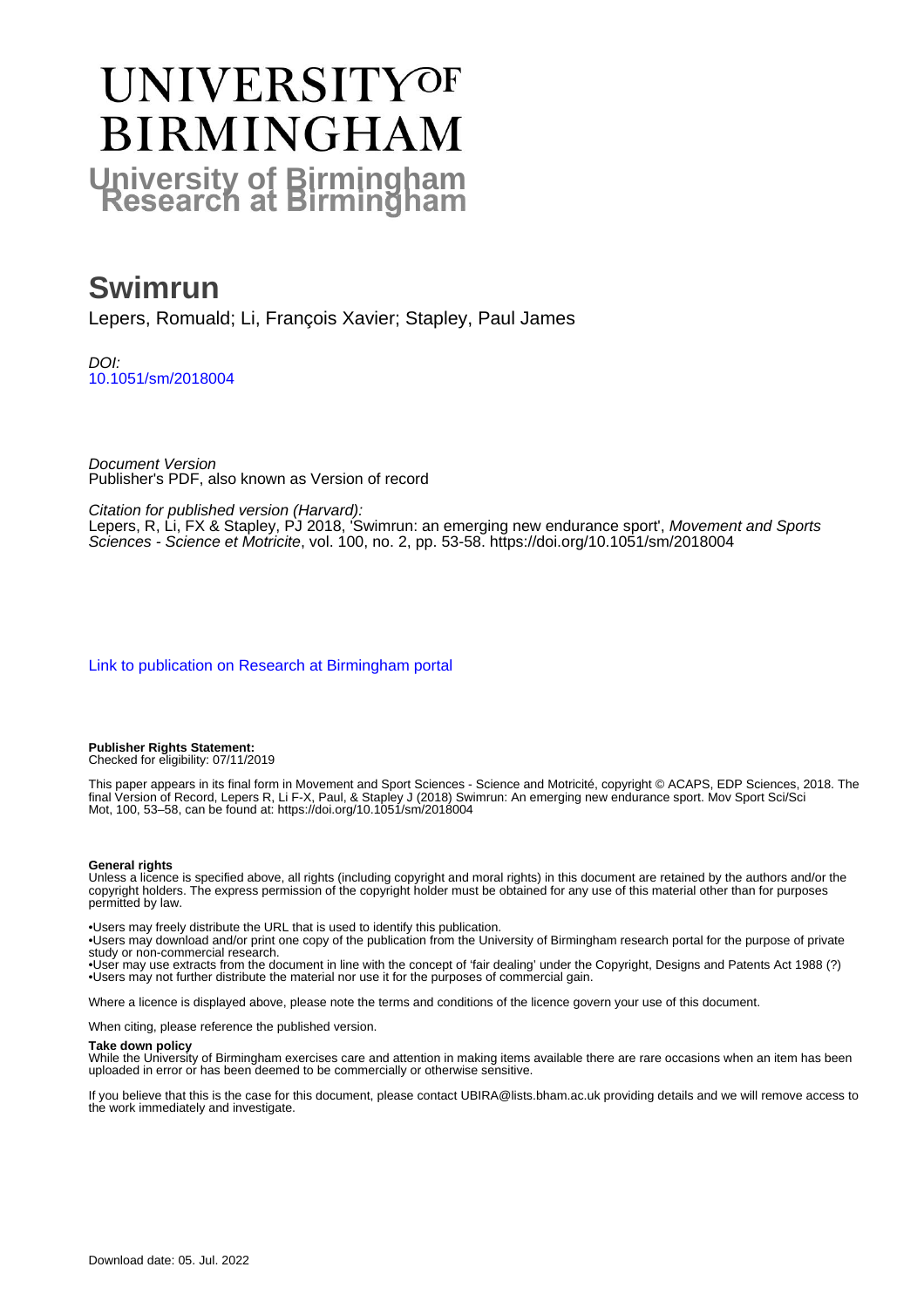# UNIVERSITY OF BIRMINGHAM

## University of Birmingham Research at Birmingham

# Swimrun

Lepers, Romuald; Li, François Xavier; Stapley, Paul James

*DOI:*
10.1051/sm/2018004

*Document Version*
Publisher's PDF, also known as Version of record

*Citation for published version (Harvard):*
Lepers, R, Li, FX & Stapley, PJ 2018, 'Swimrun: an emerging new endurance sport', *Movement and Sports Sciences - Science et Motricite*, vol. 100, no. 2, pp. 53-58. https://doi.org/10.1051/sm/2018004

Link to publication on Research at Birmingham portal

**Publisher Rights Statement:**
Checked for eligibility: 07/11/2019

This paper appears in its final form in Movement and Sport Sciences - Science and Motricité, copyright © ACAPS, EDP Sciences, 2018. The final Version of Record, Lepers R, Li F-X, Paul, & Stapley J (2018) Swimrun: An emerging new endurance sport. Mov Sport Sci/Sci Mot, 100, 53–58, can be found at: https://doi.org/10.1051/sm/2018004

**General rights**
Unless a licence is specified above, all rights (including copyright and moral rights) in this document are retained by the authors and/or the copyright holders. The express permission of the copyright holder must be obtained for any use of this material other than for purposes permitted by law.

•Users may freely distribute the URL that is used to identify this publication.
•Users may download and/or print one copy of the publication from the University of Birmingham research portal for the purpose of private study or non-commercial research.
•User may use extracts from the document in line with the concept of 'fair dealing' under the Copyright, Designs and Patents Act 1988 (?)
•Users may not further distribute the material nor use it for the purposes of commercial gain.

Where a licence is displayed above, please note the terms and conditions of the licence govern your use of this document.

When citing, please reference the published version.

**Take down policy**
While the University of Birmingham exercises care and attention in making items available there are rare occasions when an item has been uploaded in error or has been deemed to be commercially or otherwise sensitive.

If you believe that this is the case for this document, please contact UBIRA@lists.bham.ac.uk providing details and we will remove access to the work immediately and investigate.

Download date: 05. Jul. 2022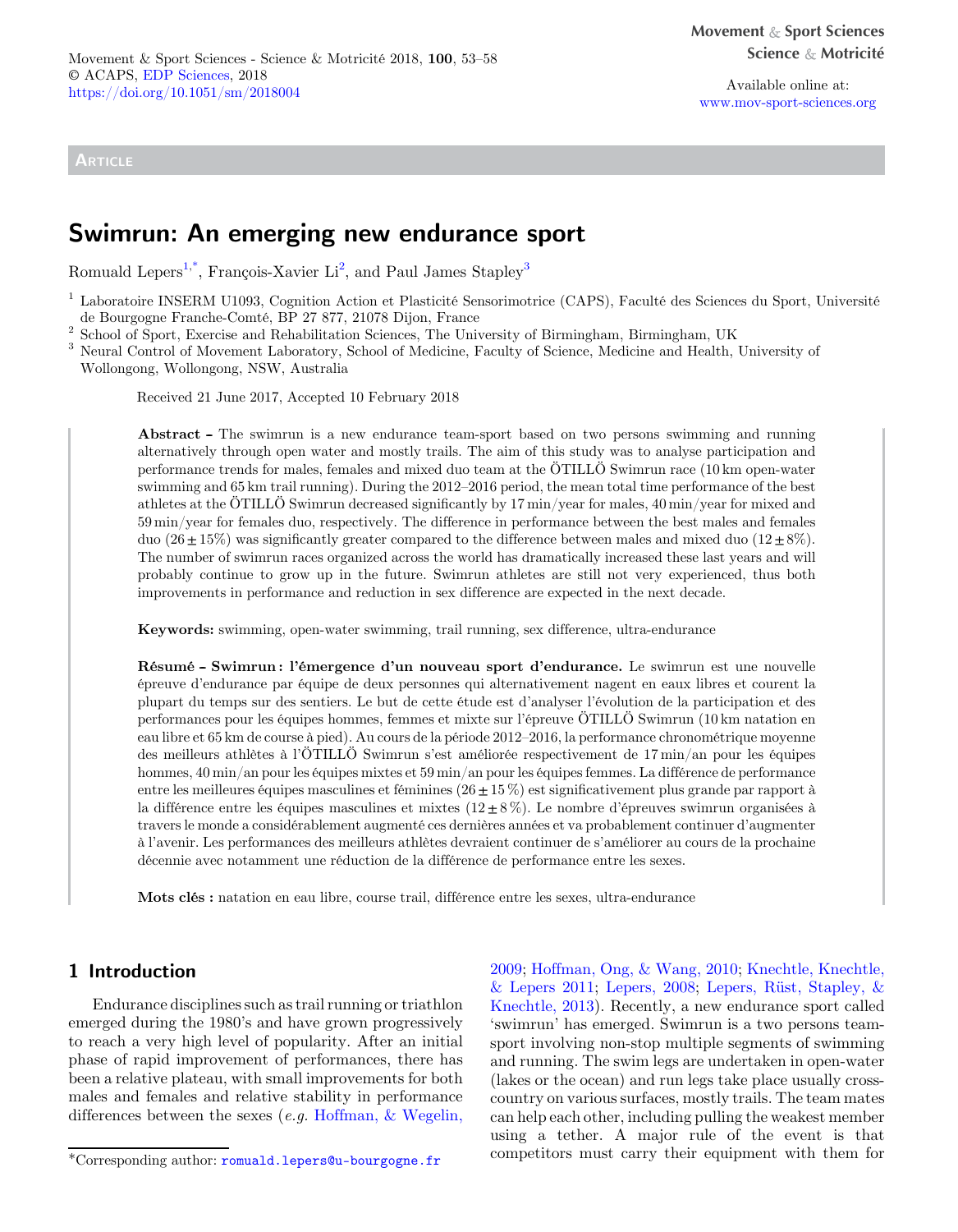# Swimrun: An emerging new endurance sport

Romuald Lepers[1,*], François-Xavier Li[2], and Paul James Stapley[3]

[1] Laboratoire INSERM U1093, Cognition Action et Plasticité Sensorimotrice (CAPS), Faculté des Sciences du Sport, Université de Bourgogne Franche-Comté, BP 27 877, 21078 Dijon, France

[2] School of Sport, Exercise and Rehabilitation Sciences, The University of Birmingham, Birmingham, UK

[3] Neural Control of Movement Laboratory, School of Medicine, Faculty of Science, Medicine and Health, University of Wollongong, Wollongong, NSW, Australia

Received 21 June 2017, Accepted 10 February 2018

**Abstract –** The swimrun is a new endurance team-sport based on two persons swimming and running alternatively through open water and mostly trails. The aim of this study was to analyse participation and performance trends for males, females and mixed duo team at the ÖTILLÖ Swimrun race (10 km open-water swimming and 65 km trail running). During the 2012–2016 period, the mean total time performance of the best athletes at the ÖTILLÖ Swimrun decreased significantly by 17 min/year for males, 40 min/year for mixed and 59 min/year for females duo, respectively. The difference in performance between the best males and females duo (26 ± 15%) was significantly greater compared to the difference between males and mixed duo (12 ± 8%). The number of swimrun races organized across the world has dramatically increased these last years and will probably continue to grow up in the future. Swimrun athletes are still not very experienced, thus both improvements in performance and reduction in sex difference are expected in the next decade.

**Keywords:** swimming, open-water swimming, trail running, sex difference, ultra-endurance

**Résumé – Swimrun : l'émergence d'un nouveau sport d'endurance.** Le swimrun est une nouvelle épreuve d'endurance par équipe de deux personnes qui alternativement nagent en eaux libres et courent la plupart du temps sur des sentiers. Le but de cette étude est d'analyser l'évolution de la participation et des performances pour les équipes hommes, femmes et mixte sur l'épreuve ÖTILLÖ Swimrun (10 km natation en eau libre et 65 km de course à pied). Au cours de la période 2012–2016, la performance chronométrique moyenne des meilleurs athlètes à l'ÖTILLÖ Swimrun s'est améliorée respectivement de 17 min/an pour les équipes hommes, 40 min/an pour les équipes mixtes et 59 min/an pour les équipes femmes. La différence de performance entre les meilleures équipes masculines et féminines (26 ± 15 %) est significativement plus grande par rapport à la différence entre les équipes masculines et mixtes (12 ± 8 %). Le nombre d'épreuves swimrun organisées à travers le monde a considérablement augmenté ces dernières années et va probablement continuer d'augmenter à l'avenir. Les performances des meilleurs athlètes devraient continuer de s'améliorer au cours de la prochaine décennie avec notamment une réduction de la différence de performance entre les sexes.

**Mots clés :** natation en eau libre, course trail, différence entre les sexes, ultra-endurance

## 1 Introduction

Endurance disciplines such as trail running or triathlon emerged during the 1980's and have grown progressively to reach a very high level of popularity. After an initial phase of rapid improvement of performances, there has been a relative plateau, with small improvements for both males and females and relative stability in performance differences between the sexes (*e.g.* Hoffman, & Wegelin, 2009; Hoffman, Ong, & Wang, 2010; Knechtle, Knechtle, & Lepers 2011; Lepers, 2008; Lepers, Rüst, Stapley, & Knechtle, 2013). Recently, a new endurance sport called 'swimrun' has emerged. Swimrun is a two persons team-sport involving non-stop multiple segments of swimming and running. The swim legs are undertaken in open-water (lakes or the ocean) and run legs take place usually cross-country on various surfaces, mostly trails. The team mates can help each other, including pulling the weakest member using a tether. A major rule of the event is that competitors must carry their equipment with them for

*Corresponding author: romuald.lepers@u-bourgogne.fr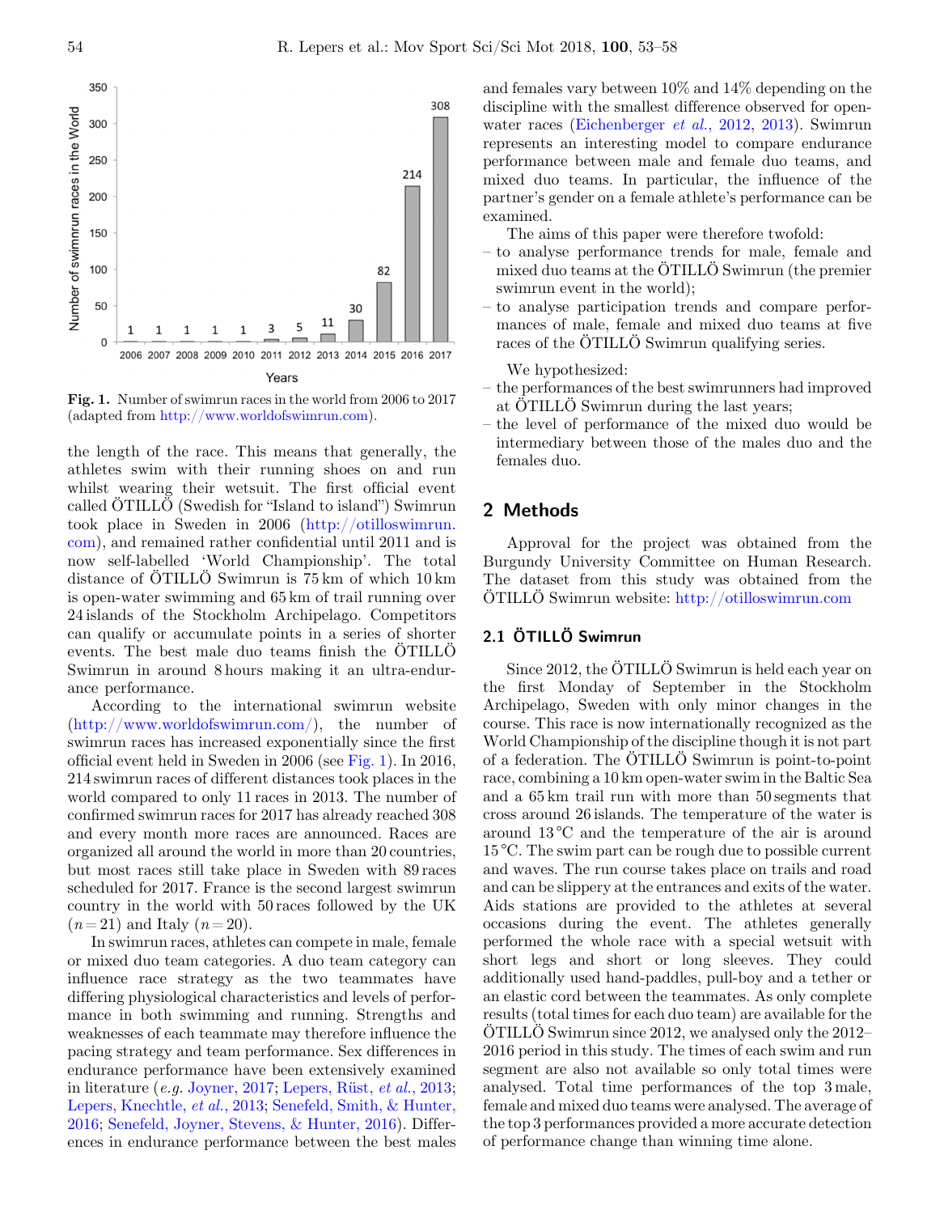Fig. 1. Number of swimrun races in the world from 2006 to 2017 (adapted from http://www.worldofswimrun.com).

the length of the race. This means that generally, the athletes swim with their running shoes on and run whilst wearing their wetsuit. The first official event called ÖTILLÖ (Swedish for "Island to island") Swimrun took place in Sweden in 2006 (http://otilloswimrun.com), and remained rather confidential until 2011 and is now self-labelled 'World Championship'. The total distance of ÖTILLÖ Swimrun is 75 km of which 10 km is open-water swimming and 65 km of trail running over 24 islands of the Stockholm Archipelago. Competitors can qualify or accumulate points in a series of shorter events. The best male duo teams finish the ÖTILLÖ Swimrun in around 8 hours making it an ultra-endurance performance.

According to the international swimrun website (http://www.worldofswimrun.com/), the number of swimrun races has increased exponentially since the first official event held in Sweden in 2006 (see Fig. 1). In 2016, 214 swimrun races of different distances took places in the world compared to only 11 races in 2013. The number of confirmed swimrun races for 2017 has already reached 308 and every month more races are announced. Races are organized all around the world in more than 20 countries, but most races still take place in Sweden with 89 races scheduled for 2017. France is the second largest swimrun country in the world with 50 races followed by the UK ($n = 21$) and Italy ($n = 20$).

In swimrun races, athletes can compete in male, female or mixed duo team categories. A duo team category can influence race strategy as the two teammates have differing physiological characteristics and levels of performance in both swimming and running. Strengths and weaknesses of each teammate may therefore influence the pacing strategy and team performance. Sex differences in endurance performance have been extensively examined in literature (*e.g.* Joyner, 2017; Lepers, Rüst, *et al.*, 2013; Lepers, Knechtle, *et al.*, 2013; Senefeld, Smith, & Hunter, 2016; Senefeld, Joyner, Stevens, & Hunter, 2016). Differences in endurance performance between the best males and females vary between 10% and 14% depending on the discipline with the smallest difference observed for open-water races (Eichenberger *et al.*, 2012, 2013). Swimrun represents an interesting model to compare endurance performance between male and female duo teams, and mixed duo teams. In particular, the influence of the partner's gender on a female athlete's performance can be examined.

The aims of this paper were therefore twofold:

- to analyse performance trends for male, female and mixed duo teams at the ÖTILLÖ Swimrun (the premier swimrun event in the world);
- to analyse participation trends and compare performances of male, female and mixed duo teams at five races of the ÖTILLÖ Swimrun qualifying series.

We hypothesized:

- the performances of the best swimrunners had improved at ÖTILLÖ Swimrun during the last years;
- the level of performance of the mixed duo would be intermediary between those of the males duo and the females duo.

## 2 Methods

Approval for the project was obtained from the Burgundy University Committee on Human Research. The dataset from this study was obtained from the ÖTILLÖ Swimrun website: http://otilloswimrun.com

### 2.1 ÖTILLÖ Swimrun

Since 2012, the ÖTILLÖ Swimrun is held each year on the first Monday in September in the Stockholm Archipelago, Sweden with only minor changes in the course. This race is now internationally recognized as the World Championship of the discipline though it is not part of a federation. The ÖTILLÖ Swimrun is point-to-point race, combining a 10 km open-water swim in the Baltic Sea and a 65 km trail run with more than 50 segments that cross around 26 islands. The temperature of the water is around 13 °C and the temperature of the air is around 15 °C. The swim part can be rough due to possible current and waves. The run course takes place on trails and road and can be slippery at the entrances and exits of the water. Aids stations are provided to the athletes at several occasions during the event. The athletes generally performed the whole race with a special wetsuit with short legs and short or long sleeves. They could additionally used hand-paddles, pull-boy and a tether or an elastic cord between the teammates. As only complete results (total times for each duo team) are available for the ÖTILLÖ Swimrun since 2012, we analysed only the 2012–2016 period in this study. The times of each swim and run segment are also not available so only total times were analysed. Total time performances of the top 3 male, female and mixed duo teams were analysed. The average of the top 3 performances provided a more accurate detection of performance change than winning time alone.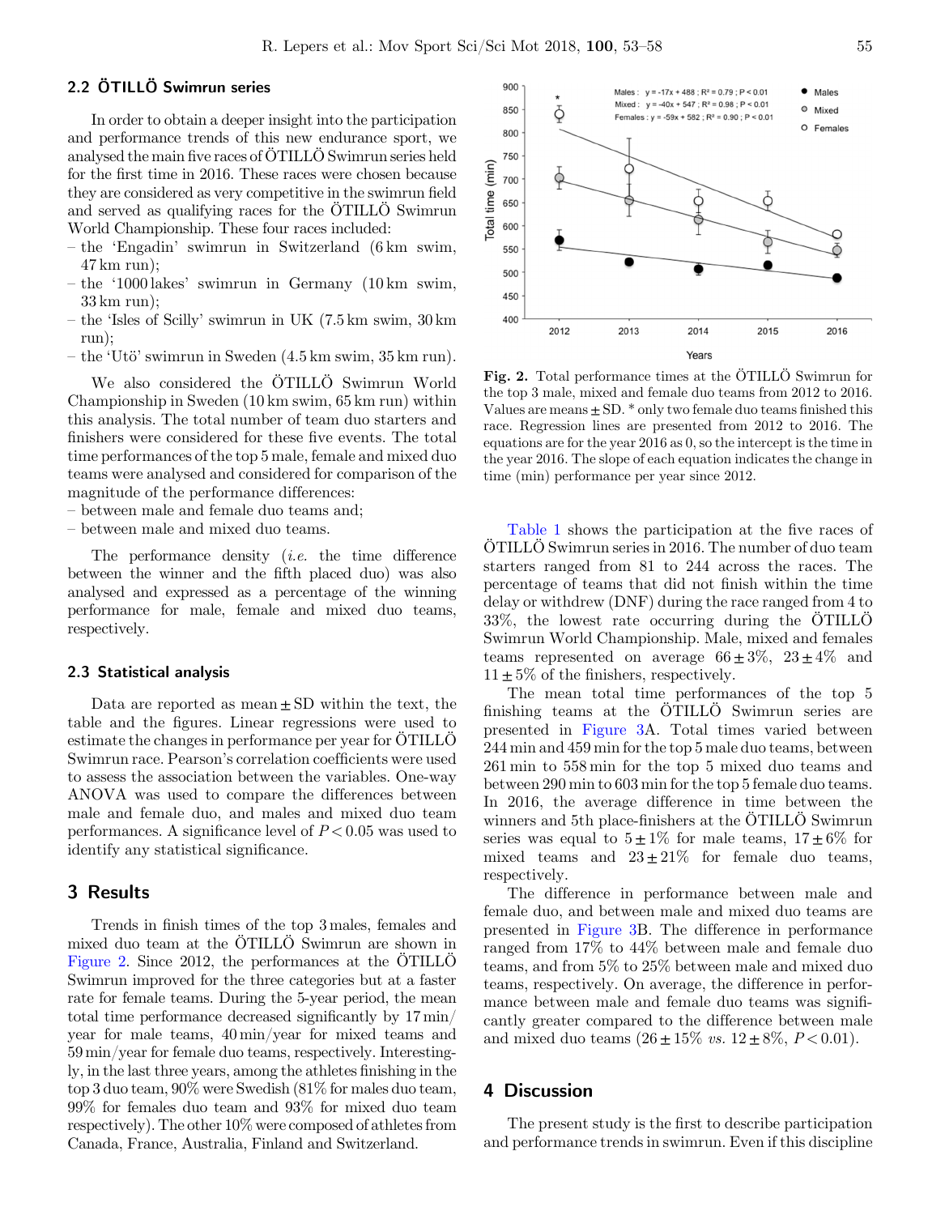### 2.2 ÖTILLÖ Swimrun series

In order to obtain a deeper insight into the participation and performance trends of this new endurance sport, we analysed the main five races of ÖTILLÖ Swimrun series held for the first time in 2016. These races were chosen because they are considered as very competitive in the swimrun field and served as qualifying races for the ÖTILLÖ Swimrun World Championship. These four races included:

- the 'Engadin' swimrun in Switzerland (6 km swim, 47 km run);
- the '1000 lakes' swimrun in Germany (10 km swim, 33 km run);
- the 'Isles of Scilly' swimrun in UK (7.5 km swim, 30 km run);
- the 'Utö' swimrun in Sweden (4.5 km swim, 35 km run).

We also considered the ÖTILLÖ Swimrun World Championship in Sweden (10 km swim, 65 km run) within this analysis. The total number of team duo starters and finishers were considered for these five events. The total time performances of the top 5 male, female and mixed duo teams were analysed and considered for comparison of the magnitude of the performance differences:

- between male and female duo teams and;
- between male and mixed duo teams.

The performance density (*i.e.* the time difference between the winner and the fifth placed duo) was also analysed and expressed as a percentage of the winning performance for male, female and mixed duo teams, respectively.

### 2.3 Statistical analysis

Data are reported as mean ± SD within the text, the table and the figures. Linear regressions were used to estimate the changes in performance per year for ÖTILLÖ Swimrun race. Pearson's correlation coefficients were used to assess the association between the variables. One-way ANOVA was used to compare the differences between male and female duo, and males and mixed duo team performances. A significance level of $P < 0.05$ was used to identify any statistical significance.

## 3 Results

Trends in finish times of the top 3 males, females and mixed duo team at the ÖTILLÖ Swimrun are shown in Figure 2. Since 2012, the performances at the ÖTILLÖ Swimrun improved for the three categories but at a faster rate for female teams. During the 5-year period, the mean total time performance decreased significantly by 17 min/year for male teams, 40 min/year for mixed teams and 59 min/year for female duo teams, respectively. Interestingly, in the last three years, among the athletes finishing in the top 3 duo team, 90% were Swedish (81% for males duo team, 99% for females duo team and 93% for mixed duo team respectively). The other 10% were composed of athletes from Canada, France, Australia, Finland and Switzerland.

**Fig. 2.** Total performance times at the ÖTILLÖ Swimrun for the top 3 male, mixed and female duo teams from 2012 to 2016. Values are means ± SD. * only two female duo teams finished this race. Regression lines are presented from 2012 to 2016. The equations are for the year 2016 as 0, so the intercept is the time in the year 2016. The slope of each equation indicates the change in time (min) performance per year since 2012.

Table 1 shows the participation at the five races of ÖTILLÖ Swimrun series in 2016. The number of duo team starters ranged from 81 to 244 across the races. The percentage of teams that did not finish within the time delay or withdrew (DNF) during the race ranged from 4 to 33%, the lowest rate occurring during the ÖTILLÖ Swimrun World Championship. Male, mixed and females teams represented on average 66 ± 3%, 23 ± 4% and 11 ± 5% of the finishers, respectively.

The mean total time performances of the top 5 finishing teams at the ÖTILLÖ Swimrun series are presented in Figure 3A. Total times varied between 244 min and 459 min for the top 5 male duo teams, between 261 min to 558 min for the top 5 mixed duo teams and between 290 min to 603 min for the top 5 female duo teams. In 2016, the average difference in time between the winners and 5th place-finishers at the ÖTILLÖ Swimrun series was equal to 5 ± 1% for male teams, 17 ± 6% for mixed teams and 23 ± 21% for female duo teams, respectively.

The difference in performance between male and female duo, and between male and mixed duo teams are presented in Figure 3B. The difference in performance ranged from 17% to 44% between male and female duo teams, and from 5% to 25% between male and mixed duo teams, respectively. On average, the difference in performance between male and female duo teams was significantly greater compared to the difference between male and mixed duo teams (26 ± 15% *vs.* 12 ± 8%, $P < 0.01$).

## 4 Discussion

The present study is the first to describe participation and performance trends in swimrun. Even if this discipline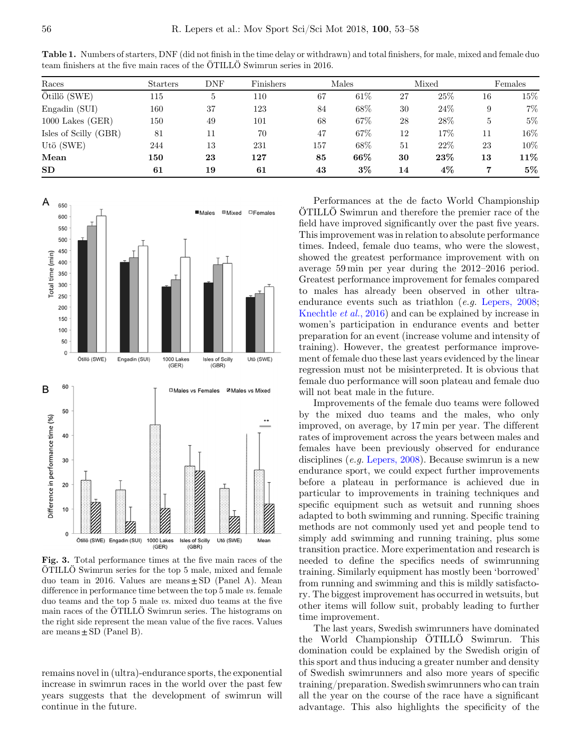**Table 1.** Numbers of starters, DNF (did not finish in the time delay or withdrawn) and total finishers, for male, mixed and female duo team finishers at the five main races of the ÖTILLÖ Swimrun series in 2016.

| Races | Starters | DNF | Finishers | Males | | Mixed | | Females | |
|---|---|---|---|---|---|---|---|---|---|
| Ötillö (SWE) | 115 | 5 | 110 | 67 | 61% | 27 | 25% | 16 | 15% |
| Engadin (SUI) | 160 | 37 | 123 | 84 | 68% | 30 | 24% | 9 | 7% |
| 1000 Lakes (GER) | 150 | 49 | 101 | 68 | 67% | 28 | 28% | 5 | 5% |
| Isles of Scilly (GBR) | 81 | 11 | 70 | 47 | 67% | 12 | 17% | 11 | 16% |
| Utö (SWE) | 244 | 13 | 231 | 157 | 68% | 51 | 22% | 23 | 10% |
| **Mean** | **150** | **23** | **127** | **85** | **66%** | **30** | **23%** | **13** | **11%** |
| **SD** | **61** | **19** | **61** | **43** | **3%** | **14** | **4%** | **7** | **5%** |

**Fig. 3.** Total performance times at the five main races of the ÖTILLÖ Swimrun series for the top 5 male, mixed and female duo team in 2016. Values are means ± SD (Panel A). Mean difference in performance time between the top 5 male *vs.* female duo teams and the top 5 male *vs.* mixed duo teams at the five main races of the ÖTILLÖ Swimrun series. The histograms on the right side represent the mean value of the five races. Values are means ± SD (Panel B).

remains novel in (ultra)-endurance sports, the exponential increase in swimrun races in the world over the past few years suggests that the development of swimrun will continue in the future.

Performances at the de facto World Championship ÖTILLÖ Swimrun and therefore the premier race of the field have improved significantly over the past five years. This improvement was in relation to absolute performance times. Indeed, female duo teams, who were the slowest, showed the greatest performance improvement with on average 59 min per year during the 2012–2016 period. Greatest performance improvement for females compared to males has already been observed in other ultra-endurance events such as triathlon (*e.g.* Lepers, 2008; Knechtle *et al.*, 2016) and can be explained by increase in women's participation in endurance events and better preparation for an event (increase volume and intensity of training). However, the greatest performance improvement of female duo these last years evidenced by the linear regression must not be misinterpreted. It is obvious that female duo performance will soon plateau and female duo will not beat male in the future.

Improvements of the female duo teams were followed by the mixed duo teams and the males, who only improved, on average, by 17 min per year. The different rates of improvement across the years between males and females have been previously observed for endurance disciplines (*e.g.* Lepers, 2008). Because swimrun is a new endurance sport, we could expect further improvements before a plateau in performance is achieved due in particular to improvements in training techniques and specific equipment such as wetsuit and running shoes adapted to both swimming and running. Specific training methods are not commonly used yet and people tend to simply add swimming and running training, plus some transition practice. More experimentation and research is needed to define the specifics needs of swimrunning training. Similarly equipment has mostly been 'borrowed' from running and swimming and this is mildly satisfactory. The biggest improvement has occurred in wetsuits, but other items will follow suit, probably leading to further time improvement.

The last years, Swedish swimrunners have dominated the World Championship ÖTILLÖ Swimrun. This domination could be explained by the Swedish origin of this sport and thus inducing a greater number and density of Swedish swimrunners and also more years of specific training/preparation. Swedish swimrunners who can train all the year on the course of the race have a significant advantage. This also highlights the specificity of the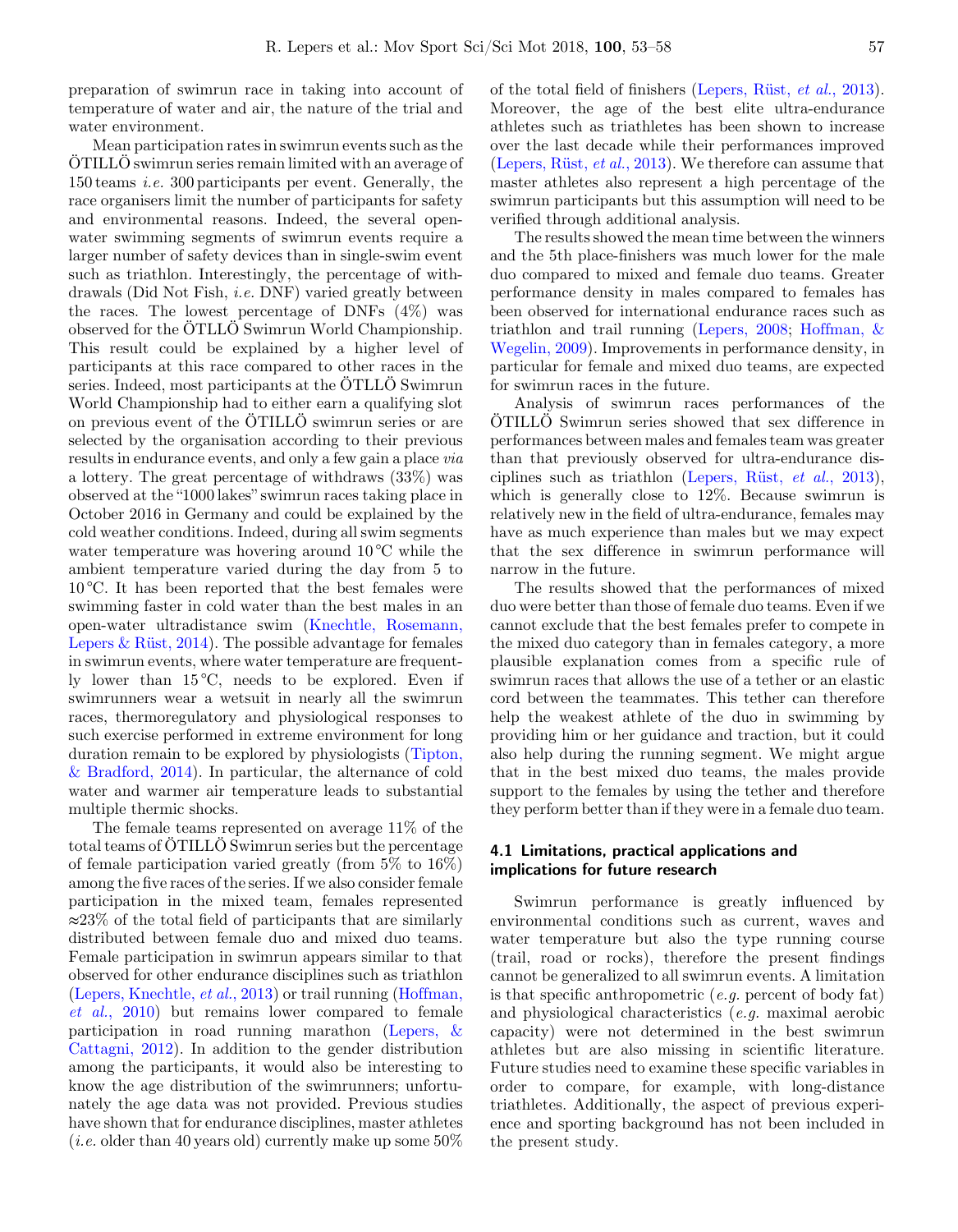preparation of swimrun race in taking into account of temperature of water and air, the nature of the trial and water environment.

Mean participation rates in swimrun events such as the ÖTILLÖ swimrun series remain limited with an average of 150 teams *i.e.* 300 participants per event. Generally, the race organisers limit the number of participants for safety and environmental reasons. Indeed, the several open-water swimming segments of swimrun events require a larger number of safety devices than in single-swim event such as triathlon. Interestingly, the percentage of withdrawals (Did Not Fish, *i.e.* DNF) varied greatly between the races. The lowest percentage of DNFs (4%) was observed for the ÖTLLÖ Swimrun World Championship. This result could be explained by a higher level of participants at this race compared to other races in the series. Indeed, most participants at the ÖTLLÖ Swimrun World Championship had to either earn a qualifying slot on previous event of the ÖTILLÖ swimrun series or are selected by the organisation according to their previous results in endurance events, and only a few gain a place *via* a lottery. The great percentage of withdraws (33%) was observed at the "1000 lakes" swimrun races taking place in October 2016 in Germany and could be explained by the cold weather conditions. Indeed, during all swim segments water temperature was hovering around 10 °C while the ambient temperature varied during the day from 5 to 10 °C. It has been reported that the best females were swimming faster in cold water than the best males in an open-water ultradistance swim (Knechtle, Rosemann, Lepers & Rüst, 2014). The possible advantage for females in swimrun events, where water temperature are frequently lower than 15 °C, needs to be explored. Even if swimrunners wear a wetsuit in nearly all the swimrun races, thermoregulatory and physiological responses to such exercise performed in extreme environment for long duration remain to be explored by physiologists (Tipton, & Bradford, 2014). In particular, the alternance of cold water and warmer air temperature leads to substantial multiple thermic shocks.

The female teams represented on average 11% of the total teams of ÖTILLÖ Swimrun series but the percentage of female participation varied greatly (from 5% to 16%) among the five races of the series. If we also consider female participation in the mixed team, females represented ≈23% of the total field of participants that are similarly distributed between female duo and mixed duo teams. Female participation in swimrun appears similar to that observed for other endurance disciplines such as triathlon (Lepers, Knechtle, *et al.*, 2013) or trail running (Hoffman, *et al.*, 2010) but remains lower compared to female participation in road running marathon (Lepers, & Cattagni, 2012). In addition to the gender distribution among the participants, it would also be interesting to know the age distribution of the swimrunners; unfortunately the age data was not provided. Previous studies have shown that for endurance disciplines, master athletes (*i.e.* older than 40 years old) currently make up some 50% of the total field of finishers (Lepers, Rüst, *et al.*, 2013). Moreover, the age of the best elite ultra-endurance athletes such as triathletes has been shown to increase over the last decade while their performances improved (Lepers, Rüst, *et al.*, 2013). We therefore can assume that master athletes also represent a high percentage of the swimrun participants but this assumption will need to be verified through additional analysis.

The results showed the mean time between the winners and the 5th place-finishers was much lower for the male duo compared to mixed and female duo teams. Greater performance density in males compared to females has been observed for international endurance races such as triathlon and trail running (Lepers, 2008; Hoffman, & Wegelin, 2009). Improvements in performance density, in particular for female and mixed duo teams, are expected for swimrun races in the future.

Analysis of swimrun races performances of the ÖTILLÖ Swimrun series showed that sex difference in performances between males and females team was greater than that previously observed for ultra-endurance disciplines such as triathlon (Lepers, Rüst, *et al.*, 2013), which is generally close to 12%. Because swimrun is relatively new in the field of ultra-endurance, females may have as much experience than males but we may expect that the sex difference in swimrun performance will narrow in the future.

The results showed that the performances of mixed duo were better than those of female duo teams. Even if we cannot exclude that the best females prefer to compete in the mixed duo category than in females category, a more plausible explanation comes from a specific rule of swimrun races that allows the use of a tether or an elastic cord between the teammates. This tether can therefore help the weakest athlete of the duo in swimming by providing him or her guidance and traction, but it could also help during the running segment. We might argue that in the best mixed duo teams, the males provide support to the females by using the tether and therefore they perform better than if they were in a female duo team.

### 4.1 Limitations, practical applications and implications for future research

Swimrun performance is greatly influenced by environmental conditions such as current, waves and water temperature but also the type running course (trail, road or rocks), therefore the present findings cannot be generalized to all swimrun events. A limitation is that specific anthropometric (*e.g.* percent of body fat) and physiological characteristics (*e.g.* maximal aerobic capacity) were not determined in the best swimrun athletes but are also missing in scientific literature. Future studies need to examine these specific variables in order to compare, for example, with long-distance triathletes. Additionally, the aspect of previous experience and sporting background has not been included in the present study.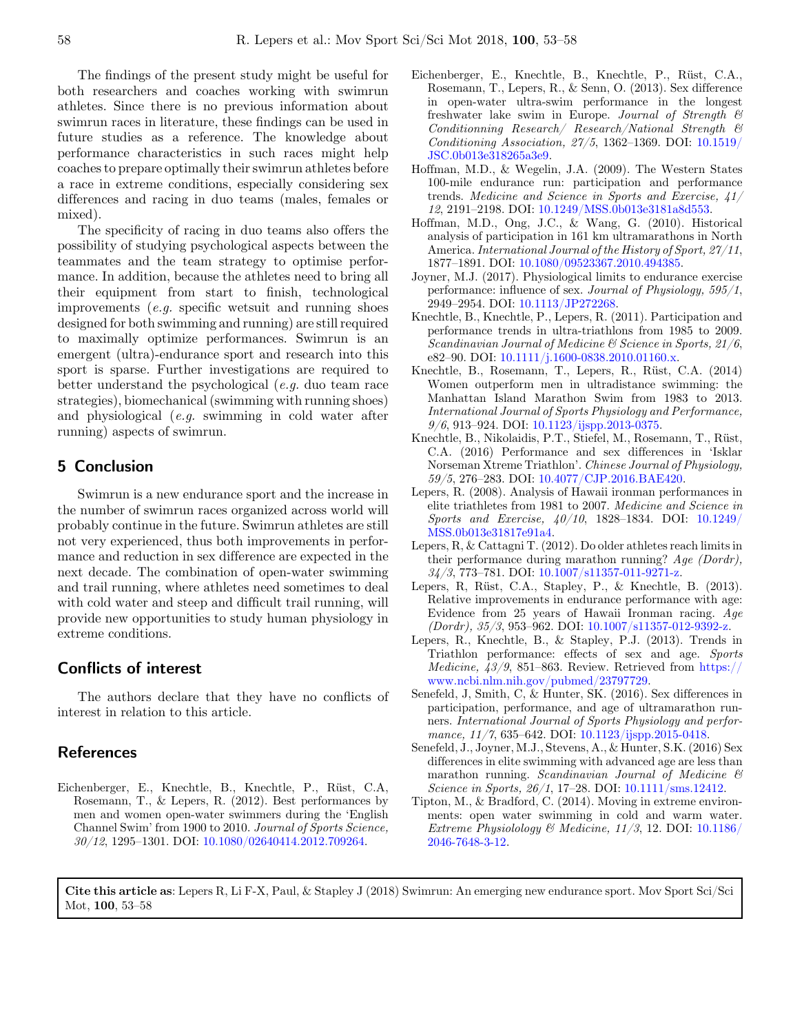The findings of the present study might be useful for both researchers and coaches working with swimrun athletes. Since there is no previous information about swimrun races in literature, these findings can be used in future studies as a reference. The knowledge about performance characteristics in such races might help coaches to prepare optimally their swimrun athletes before a race in extreme conditions, especially considering sex differences and racing in duo teams (males, females or mixed).

The specificity of racing in duo teams also offers the possibility of studying psychological aspects between the teammates and the team strategy to optimise performance. In addition, because the athletes need to bring all their equipment from start to finish, technological improvements (*e.g.* specific wetsuit and running shoes designed for both swimming and running) are still required to maximally optimize performances. Swimrun is an emergent (ultra)-endurance sport and research into this sport is sparse. Further investigations are required to better understand the psychological (*e.g.* duo team race strategies), biomechanical (swimming with running shoes) and physiological (*e.g.* swimming in cold water after running) aspects of swimrun.

## 5 Conclusion

Swimrun is a new endurance sport and the increase in the number of swimrun races organized across world will probably continue in the future. Swimrun athletes are still not very experienced, thus both improvements in performance and reduction in sex difference are expected in the next decade. The combination of open-water swimming and trail running, where athletes need sometimes to deal with cold water and steep and difficult trail running, will provide new opportunities to study human physiology in extreme conditions.

## Conflicts of interest

The authors declare that they have no conflicts of interest in relation to this article.

## References

Eichenberger, E., Knechtle, B., Knechtle, P., Rüst, C.A, Rosemann, T., & Lepers, R. (2012). Best performances by men and women open-water swimmers during the 'English Channel Swim' from 1900 to 2010. *Journal of Sports Science, 30/12*, 1295–1301. DOI: 10.1080/02640414.2012.709264.

Eichenberger, E., Knechtle, B., Knechtle, P., Rüst, C.A., Rosemann, T., Lepers, R., & Senn, O. (2013). Sex difference in open-water ultra-swim performance in the longest freshwater lake swim in Europe. *Journal of Strength & Conditionning Research/ Research/National Strength & Conditioning Association, 27/5*, 1362–1369. DOI: 10.1519/JSC.0b013e318265a3e9.

Hoffman, M.D., & Wegelin, J.A. (2009). The Western States 100-mile endurance run: participation and performance trends. *Medicine and Science in Sports and Exercise, 41/12*, 2191–2198. DOI: 10.1249/MSS.0b013e3181a8d553.

Hoffman, M.D., Ong, J.C., & Wang, G. (2010). Historical analysis of participation in 161 km ultramarathons in North America. *International Journal of the History of Sport, 27/11*, 1877–1891. DOI: 10.1080/09523367.2010.494385.

Joyner, M.J. (2017). Physiological limits to endurance exercise performance: influence of sex. *Journal of Physiology, 595/1*, 2949–2954. DOI: 10.1113/JP272268.

Knechtle, B., Knechtle, P., Lepers, R. (2011). Participation and performance trends in ultra-triathlons from 1985 to 2009. *Scandinavian Journal of Medicine & Science in Sports, 21/6*, e82–90. DOI: 10.1111/j.1600-0838.2010.01160.x.

Knechtle, B., Rosemann, T., Lepers, R., Rüst, C.A. (2014) Women outperform men in ultradistance swimming: the Manhattan Island Marathon Swim from 1983 to 2013. *International Journal of Sports Physiology and Performance, 9/6*, 913–924. DOI: 10.1123/ijspp.2013-0375.

Knechtle, B., Nikolaidis, P.T., Stiefel, M., Rosemann, T., Rüst, C.A. (2016) Performance and sex differences in 'Isklar Norseman Xtreme Triathlon'. *Chinese Journal of Physiology, 59/5*, 276–283. DOI: 10.4077/CJP.2016.BAE420.

Lepers, R. (2008). Analysis of Hawaii ironman performances in elite triathletes from 1981 to 2007. *Medicine and Science in Sports and Exercise, 40/10*, 1828–1834. DOI: 10.1249/MSS.0b013e31817e91a4.

Lepers, R, & Cattagni T. (2012). Do older athletes reach limits in their performance during marathon running? *Age (Dordr), 34/3*, 773–781. DOI: 10.1007/s11357-011-9271-z.

Lepers, R, Rüst, C.A., Stapley, P., & Knechtle, B. (2013). Relative improvements in endurance performance with age: Evidence from 25 years of Hawaii Ironman racing. *Age (Dordr), 35/3*, 953–962. DOI: 10.1007/s11357-012-9392-z.

Lepers, R., Knechtle, B., & Stapley, P.J. (2013). Trends in Triathlon performance: effects of sex and age. *Sports Medicine, 43/9*, 851–863. Review. Retrieved from https://www.ncbi.nlm.nih.gov/pubmed/23797729.

Senefeld, J, Smith, C, & Hunter, SK. (2016). Sex differences in participation, performance, and age of ultramarathon runners. *International Journal of Sports Physiology and performance, 11/7*, 635–642. DOI: 10.1123/ijspp.2015-0418.

Senefeld, J., Joyner, M.J., Stevens, A., & Hunter, S.K. (2016) Sex differences in elite swimming with advanced age are less than marathon running. *Scandinavian Journal of Medicine & Science in Sports, 26/1*, 17–28. DOI: 10.1111/sms.12412.

Tipton, M., & Bradford, C. (2014). Moving in extreme environments: open water swimming in cold and warm water. *Extreme Physiolology & Medicine, 11/3*, 12. DOI: 10.1186/2046-7648-3-12.

**Cite this article as**: Lepers R, Li F-X, Paul, & Stapley J (2018) Swimrun: An emerging new endurance sport. Mov Sport Sci/Sci Mot, **100**, 53–58